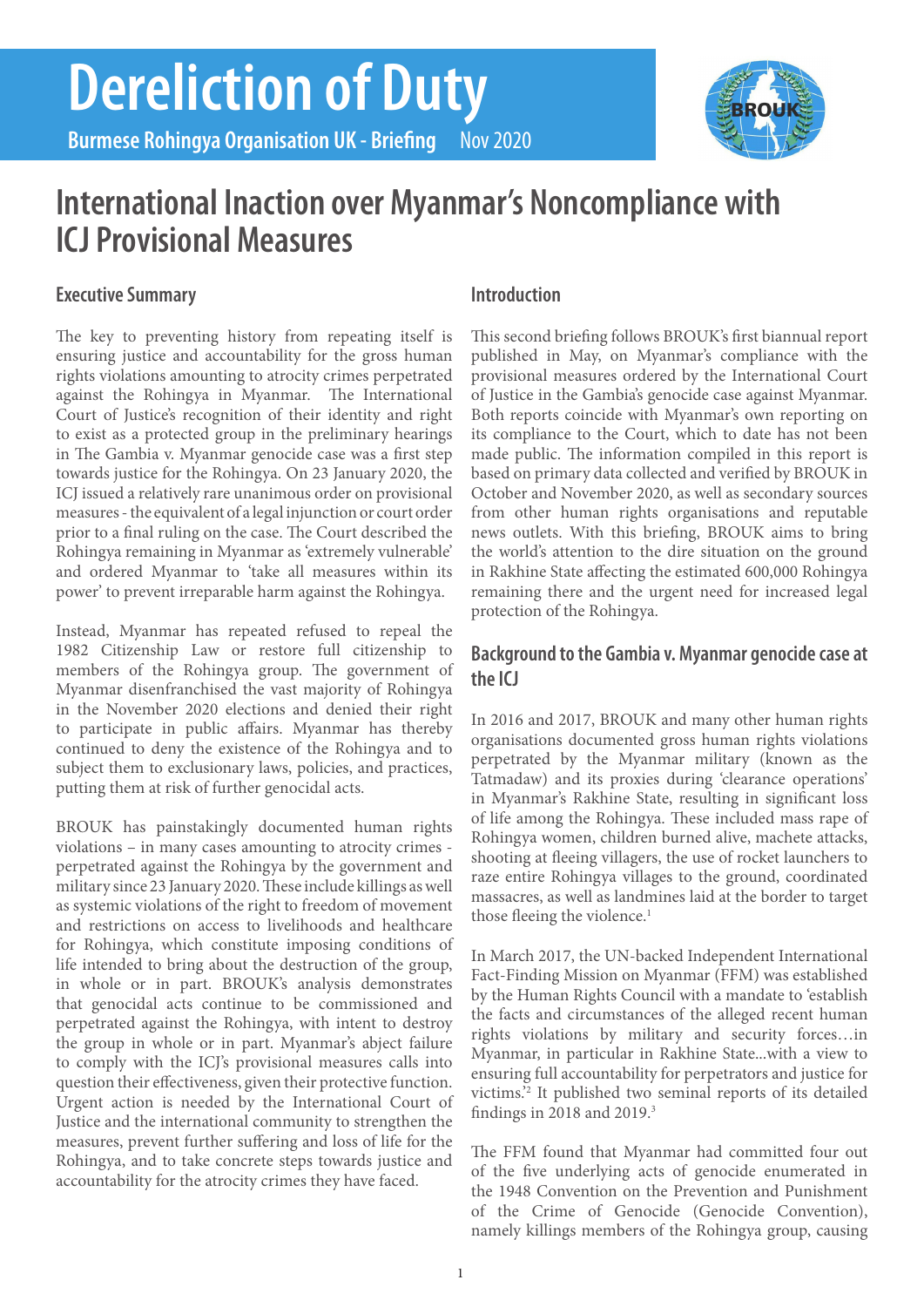# Dereliction of Duty

**Burmese Rohingya Organisation UK - Briefing** Nov 2020

## International Inaction over Myanmar's Noncompliance with ICJ Provisional Measures

### Executive Summary

The key to preventing history from repeating itself is ensuring justice and accountability for the gross human rights violations amounting to atrocity crimes perpetrated against the Rohingya in Myanmar. The International Court of Justice's recognition of their identity and right to exist as a protected group in the preliminary hearings in The Gambia v. Myanmar genocide case was a first step towards justice for the Rohingya. On 23 January 2020, the ICJ issued a relatively rare unanimous order on provisional measures - the equivalent of a legal injunction or court order prior to a final ruling on the case. The Court described the Rohingya remaining in Myanmar as 'extremely vulnerable' and ordered Myanmar to 'take all measures within its power' to prevent irreparable harm against the Rohingya.

Instead, Myanmar has repeated refused to repeal the 1982 Citizenship Law or restore full citizenship to members of the Rohingya group. The government of Myanmar disenfranchised the vast majority of Rohingya in the November 2020 elections and denied their right to participate in public affairs. Myanmar has thereby continued to deny the existence of the Rohingya and to subject them to exclusionary laws, policies, and practices, putting them at risk of further genocidal acts.

BROUK has painstakingly documented human rights violations – in many cases amounting to atrocity crimes - perpetrated against the Rohingya by the government and military since 23 January 2020. These include killings as well as systemic violations of the right to freedom of movement and restrictions on access to livelihoods and healthcare for Rohingya, which constitute imposing conditions of life intended to bring about the destruction of the group, in whole or in part. BROUK's analysis demonstrates that genocidal acts continue to be commissioned and perpetrated against the Rohingya, with intent to destroy the group in whole or in part. Myanmar's abject failure to comply with the ICJ's provisional measures calls into question their effectiveness, given their protective function. Urgent action is needed by the International Court of Justice and the international community to strengthen the measures, prevent further suffering and loss of life for the Rohingya, and to take concrete steps towards justice and accountability for the atrocity crimes they have faced.

### Introduction

This second briefing follows BROUK's first biannual report published in May, on Myanmar's compliance with the provisional measures ordered by the International Court of Justice in the Gambia's genocide case against Myanmar. Both reports coincide with Myanmar's own reporting on its compliance to the Court, which to date has not been made public. The information compiled in this report is based on primary data collected and verified by BROUK in October and November 2020, as well as secondary sources from other human rights organisations and reputable news outlets. With this briefing, BROUK aims to bring the world's attention to the dire situation on the ground in Rakhine State affecting the estimated 600,000 Rohingya remaining there and the urgent need for increased legal protection of the Rohingya.

### Background to the Gambia v. Myanmar genocide case at the ICJ

In 2016 and 2017, BROUK and many other human rights organisations documented gross human rights violations perpetrated by the Myanmar military (known as the Tatmadaw) and its proxies during 'clearance operations' in Myanmar's Rakhine State, resulting in significant loss of life among the Rohingya. These included mass rape of Rohingya women, children burned alive, machete attacks, shooting at fleeing villagers, the use of rocket launchers to raze entire Rohingya villages to the ground, coordinated massacres, as well as landmines laid at the border to target those fleeing the violence.[1]

In March 2017, the UN-backed Independent International Fact-Finding Mission on Myanmar (FFM) was established by the Human Rights Council with a mandate to 'establish the facts and circumstances of the alleged recent human rights violations by military and security forces…in Myanmar, in particular in Rakhine State...with a view to ensuring full accountability for perpetrators and justice for victims.'[2] It published two seminal reports of its detailed findings in 2018 and 2019.[3]

The FFM found that Myanmar had committed four out of the five underlying acts of genocide enumerated in the 1948 Convention on the Prevention and Punishment of the Crime of Genocide (Genocide Convention), namely killings members of the Rohingya group, causing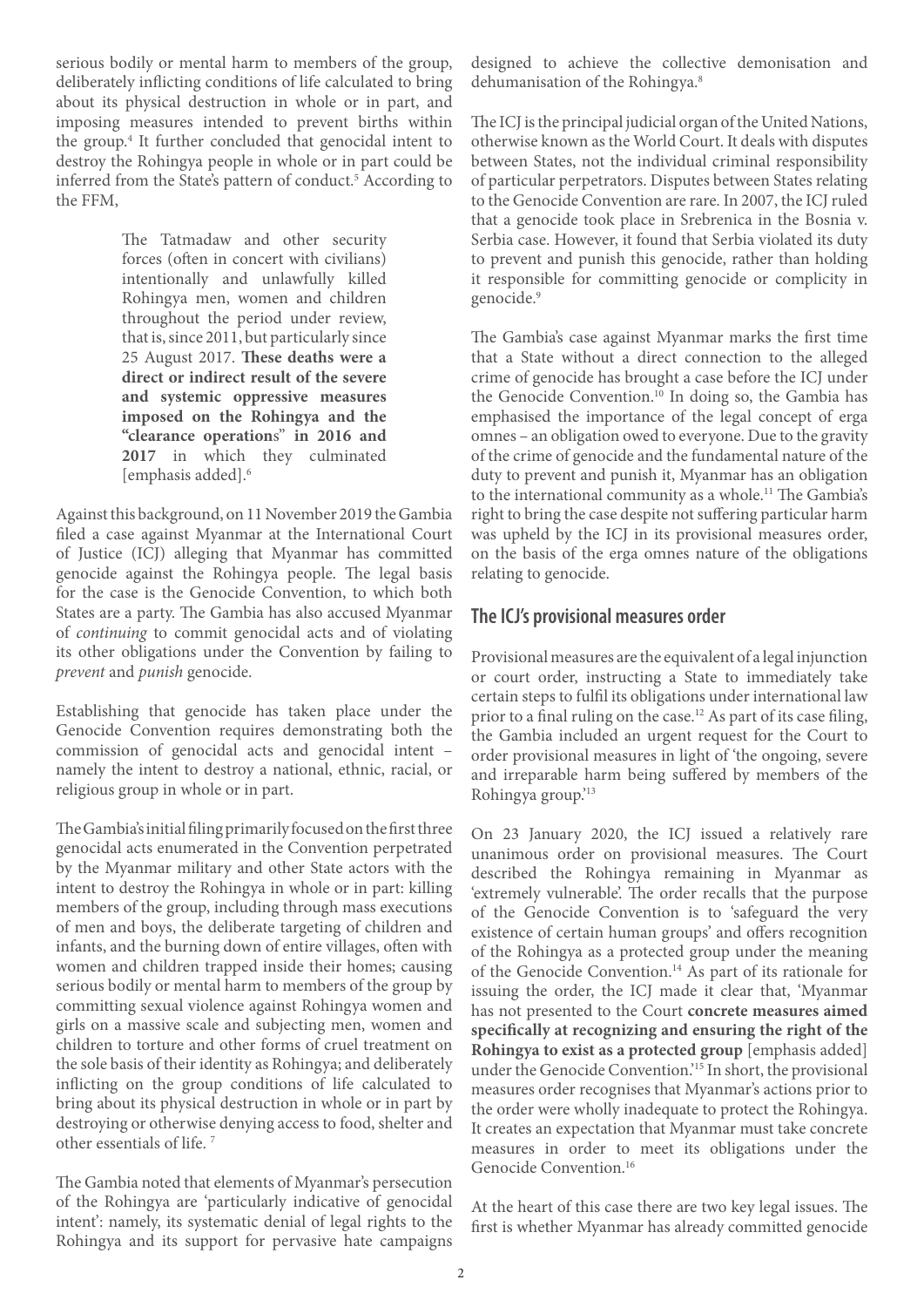serious bodily or mental harm to members of the group, deliberately inflicting conditions of life calculated to bring about its physical destruction in whole or in part, and imposing measures intended to prevent births within the group.[4] It further concluded that genocidal intent to destroy the Rohingya people in whole or in part could be inferred from the State's pattern of conduct.[5] According to the FFM,

> The Tatmadaw and other security forces (often in concert with civilians) intentionally and unlawfully killed Rohingya men, women and children throughout the period under review, that is, since 2011, but particularly since 25 August 2017. **These deaths were a direct or indirect result of the severe and systemic oppressive measures imposed on the Rohingya and the "clearance operations" in 2016 and 2017** in which they culminated [emphasis added].[6]

Against this background, on 11 November 2019 the Gambia filed a case against Myanmar at the International Court of Justice (ICJ) alleging that Myanmar has committed genocide against the Rohingya people. The legal basis for the case is the Genocide Convention, to which both States are a party. The Gambia has also accused Myanmar of *continuing* to commit genocidal acts and of violating its other obligations under the Convention by failing to *prevent* and *punish* genocide.

Establishing that genocide has taken place under the Genocide Convention requires demonstrating both the commission of genocidal acts and genocidal intent – namely the intent to destroy a national, ethnic, racial, or religious group in whole or in part.

The Gambia's initial filing primarily focused on the first three genocidal acts enumerated in the Convention perpetrated by the Myanmar military and other State actors with the intent to destroy the Rohingya in whole or in part: killing members of the group, including through mass executions of men and boys, the deliberate targeting of children and infants, and the burning down of entire villages, often with women and children trapped inside their homes; causing serious bodily or mental harm to members of the group by committing sexual violence against Rohingya women and girls on a massive scale and subjecting men, women and children to torture and other forms of cruel treatment on the sole basis of their identity as Rohingya; and deliberately inflicting on the group conditions of life calculated to bring about its physical destruction in whole or in part by destroying or otherwise denying access to food, shelter and other essentials of life. [7]

The Gambia noted that elements of Myanmar's persecution of the Rohingya are 'particularly indicative of genocidal intent': namely, its systematic denial of legal rights to the Rohingya and its support for pervasive hate campaigns designed to achieve the collective demonisation and dehumanisation of the Rohingya.[8]

The ICJ is the principal judicial organ of the United Nations, otherwise known as the World Court. It deals with disputes between States, not the individual criminal responsibility of particular perpetrators. Disputes between States relating to the Genocide Convention are rare. In 2007, the ICJ ruled that a genocide took place in Srebrenica in the Bosnia v. Serbia case. However, it found that Serbia violated its duty to prevent and punish this genocide, rather than holding it responsible for committing genocide or complicity in genocide.[9]

The Gambia's case against Myanmar marks the first time that a State without a direct connection to the alleged crime of genocide has brought a case before the ICJ under the Genocide Convention.[10] In doing so, the Gambia has emphasised the importance of the legal concept of erga omnes – an obligation owed to everyone. Due to the gravity of the crime of genocide and the fundamental nature of the duty to prevent and punish it, Myanmar has an obligation to the international community as a whole.[11] The Gambia's right to bring the case despite not suffering particular harm was upheld by the ICJ in its provisional measures order, on the basis of the erga omnes nature of the obligations relating to genocide.

## The ICJ's provisional measures order

Provisional measures are the equivalent of a legal injunction or court order, instructing a State to immediately take certain steps to fulfil its obligations under international law prior to a final ruling on the case.[12] As part of its case filing, the Gambia included an urgent request for the Court to order provisional measures in light of 'the ongoing, severe and irreparable harm being suffered by members of the Rohingya group.'[13]

On 23 January 2020, the ICJ issued a relatively rare unanimous order on provisional measures. The Court described the Rohingya remaining in Myanmar as 'extremely vulnerable'. The order recalls that the purpose of the Genocide Convention is to 'safeguard the very existence of certain human groups' and offers recognition of the Rohingya as a protected group under the meaning of the Genocide Convention.[14] As part of its rationale for issuing the order, the ICJ made it clear that, 'Myanmar has not presented to the Court **concrete measures aimed specifically at recognizing and ensuring the right of the Rohingya to exist as a protected group** [emphasis added] under the Genocide Convention.'[15] In short, the provisional measures order recognises that Myanmar's actions prior to the order were wholly inadequate to protect the Rohingya. It creates an expectation that Myanmar must take concrete measures in order to meet its obligations under the Genocide Convention.[16]

At the heart of this case there are two key legal issues. The first is whether Myanmar has already committed genocide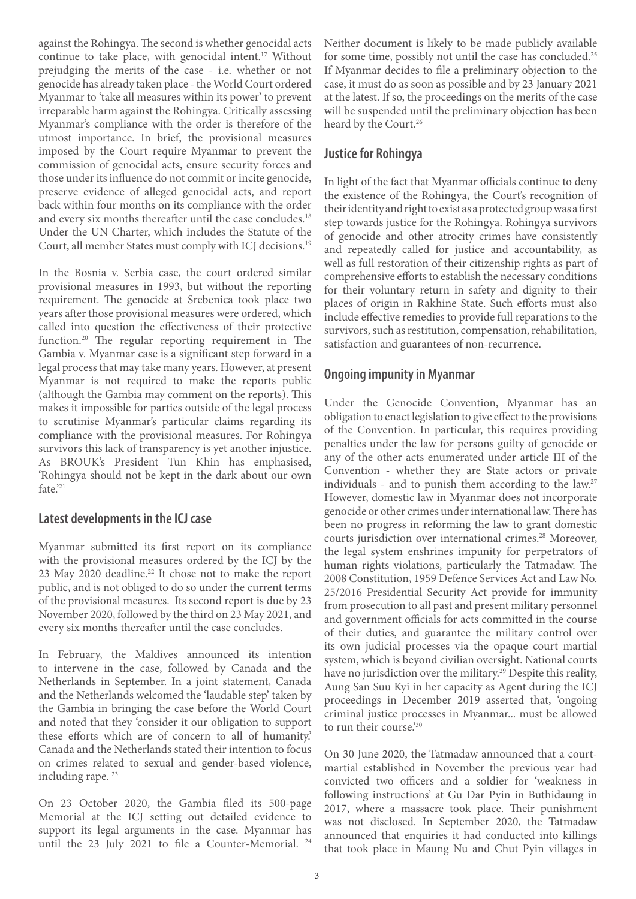against the Rohingya. The second is whether genocidal acts continue to take place, with genocidal intent.[17] Without prejudging the merits of the case - i.e. whether or not genocide has already taken place - the World Court ordered Myanmar to 'take all measures within its power' to prevent irreparable harm against the Rohingya. Critically assessing Myanmar's compliance with the order is therefore of the utmost importance. In brief, the provisional measures imposed by the Court require Myanmar to prevent the commission of genocidal acts, ensure security forces and those under its influence do not commit or incite genocide, preserve evidence of alleged genocidal acts, and report back within four months on its compliance with the order and every six months thereafter until the case concludes.[18] Under the UN Charter, which includes the Statute of the Court, all member States must comply with ICJ decisions.[19]

In the Bosnia v. Serbia case, the court ordered similar provisional measures in 1993, but without the reporting requirement. The genocide at Srebenica took place two years after those provisional measures were ordered, which called into question the effectiveness of their protective function.[20] The regular reporting requirement in The Gambia v. Myanmar case is a significant step forward in a legal process that may take many years. However, at present Myanmar is not required to make the reports public (although the Gambia may comment on the reports). This makes it impossible for parties outside of the legal process to scrutinise Myanmar's particular claims regarding its compliance with the provisional measures. For Rohingya survivors this lack of transparency is yet another injustice. As BROUK's President Tun Khin has emphasised, 'Rohingya should not be kept in the dark about our own fate.'[21]

## Latest developments in the ICJ case

Myanmar submitted its first report on its compliance with the provisional measures ordered by the ICJ by the 23 May 2020 deadline.[22] It chose not to make the report public, and is not obliged to do so under the current terms of the provisional measures. Its second report is due by 23 November 2020, followed by the third on 23 May 2021, and every six months thereafter until the case concludes.

In February, the Maldives announced its intention to intervene in the case, followed by Canada and the Netherlands in September. In a joint statement, Canada and the Netherlands welcomed the 'laudable step' taken by the Gambia in bringing the case before the World Court and noted that they 'consider it our obligation to support these efforts which are of concern to all of humanity.' Canada and the Netherlands stated their intention to focus on crimes related to sexual and gender-based violence, including rape.[23]

On 23 October 2020, the Gambia filed its 500-page Memorial at the ICJ setting out detailed evidence to support its legal arguments in the case. Myanmar has until the 23 July 2021 to file a Counter-Memorial.[24] Neither document is likely to be made publicly available for some time, possibly not until the case has concluded.[25] If Myanmar decides to file a preliminary objection to the case, it must do as soon as possible and by 23 January 2021 at the latest. If so, the proceedings on the merits of the case will be suspended until the preliminary objection has been heard by the Court.[26]

## Justice for Rohingya

In light of the fact that Myanmar officials continue to deny the existence of the Rohingya, the Court's recognition of their identity and right to exist as a protected group was a first step towards justice for the Rohingya. Rohingya survivors of genocide and other atrocity crimes have consistently and repeatedly called for justice and accountability, as well as full restoration of their citizenship rights as part of comprehensive efforts to establish the necessary conditions for their voluntary return in safety and dignity to their places of origin in Rakhine State. Such efforts must also include effective remedies to provide full reparations to the survivors, such as restitution, compensation, rehabilitation, satisfaction and guarantees of non-recurrence.

## Ongoing impunity in Myanmar

Under the Genocide Convention, Myanmar has an obligation to enact legislation to give effect to the provisions of the Convention. In particular, this requires providing penalties under the law for persons guilty of genocide or any of the other acts enumerated under article III of the Convention - whether they are State actors or private individuals - and to punish them according to the law.[27] However, domestic law in Myanmar does not incorporate genocide or other crimes under international law. There has been no progress in reforming the law to grant domestic courts jurisdiction over international crimes.[28] Moreover, the legal system enshrines impunity for perpetrators of human rights violations, particularly the Tatmadaw. The 2008 Constitution, 1959 Defence Services Act and Law No. 25/2016 Presidential Security Act provide for immunity from prosecution to all past and present military personnel and government officials for acts committed in the course of their duties, and guarantee the military control over its own judicial processes via the opaque court martial system, which is beyond civilian oversight. National courts have no jurisdiction over the military.[29] Despite this reality, Aung San Suu Kyi in her capacity as Agent during the ICJ proceedings in December 2019 asserted that, 'ongoing criminal justice processes in Myanmar... must be allowed to run their course.'[30]

On 30 June 2020, the Tatmadaw announced that a court-martial established in November the previous year had convicted two officers and a soldier for 'weakness in following instructions' at Gu Dar Pyin in Buthidaung in 2017, where a massacre took place. Their punishment was not disclosed. In September 2020, the Tatmadaw announced that enquiries it had conducted into killings that took place in Maung Nu and Chut Pyin villages in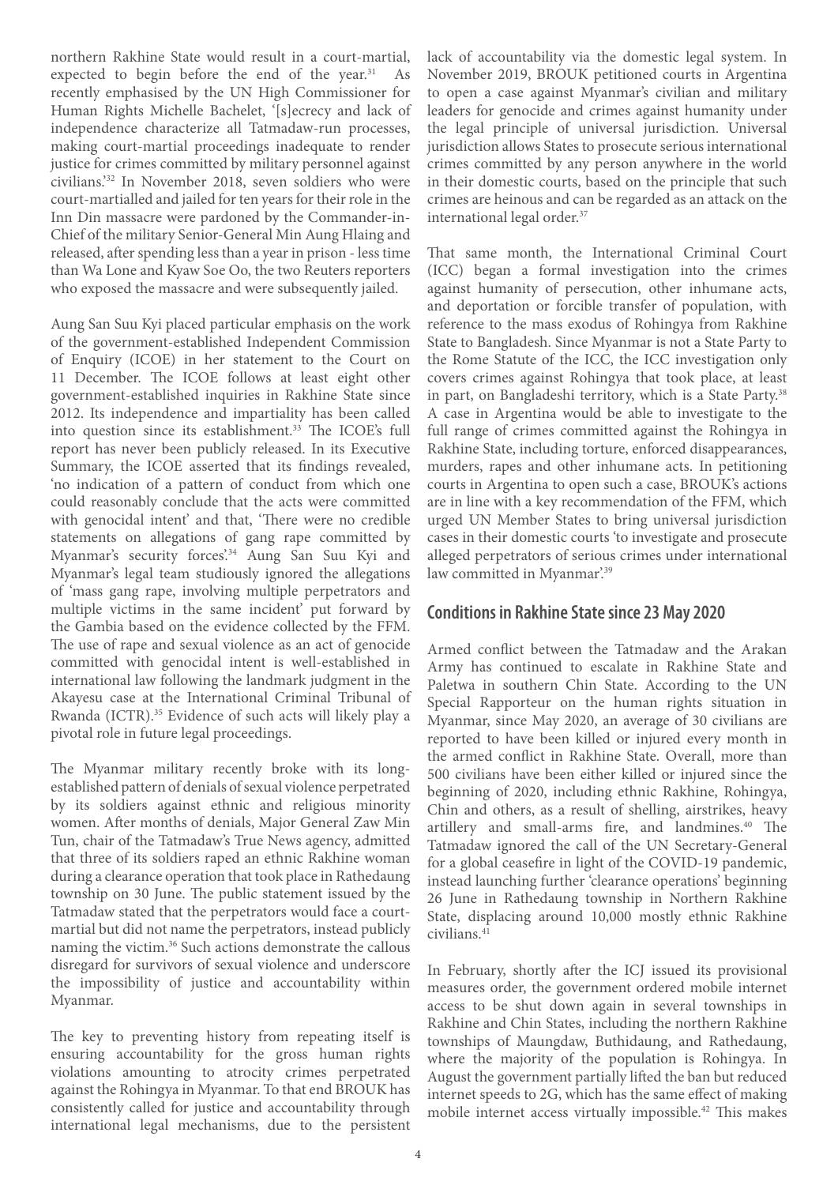northern Rakhine State would result in a court-martial, expected to begin before the end of the year.[31] As recently emphasised by the UN High Commissioner for Human Rights Michelle Bachelet, '[s]ecrecy and lack of independence characterize all Tatmadaw-run processes, making court-martial proceedings inadequate to render justice for crimes committed by military personnel against civilians.'[32] In November 2018, seven soldiers who were court-martialled and jailed for ten years for their role in the Inn Din massacre were pardoned by the Commander-in-Chief of the military Senior-General Min Aung Hlaing and released, after spending less than a year in prison - less time than Wa Lone and Kyaw Soe Oo, the two Reuters reporters who exposed the massacre and were subsequently jailed.

Aung San Suu Kyi placed particular emphasis on the work of the government-established Independent Commission of Enquiry (ICOE) in her statement to the Court on 11 December. The ICOE follows at least eight other government-established inquiries in Rakhine State since 2012. Its independence and impartiality has been called into question since its establishment.[33] The ICOE's full report has never been publicly released. In its Executive Summary, the ICOE asserted that its findings revealed, 'no indication of a pattern of conduct from which one could reasonably conclude that the acts were committed with genocidal intent' and that, 'There were no credible statements on allegations of gang rape committed by Myanmar's security forces'.[34] Aung San Suu Kyi and Myanmar's legal team studiously ignored the allegations of 'mass gang rape, involving multiple perpetrators and multiple victims in the same incident' put forward by the Gambia based on the evidence collected by the FFM. The use of rape and sexual violence as an act of genocide committed with genocidal intent is well-established in international law following the landmark judgment in the Akayesu case at the International Criminal Tribunal of Rwanda (ICTR).[35] Evidence of such acts will likely play a pivotal role in future legal proceedings.

The Myanmar military recently broke with its long-established pattern of denials of sexual violence perpetrated by its soldiers against ethnic and religious minority women. After months of denials, Major General Zaw Min Tun, chair of the Tatmadaw's True News agency, admitted that three of its soldiers raped an ethnic Rakhine woman during a clearance operation that took place in Rathedaung township on 30 June. The public statement issued by the Tatmadaw stated that the perpetrators would face a court-martial but did not name the perpetrators, instead publicly naming the victim.[36] Such actions demonstrate the callous disregard for survivors of sexual violence and underscore the impossibility of justice and accountability within Myanmar.

The key to preventing history from repeating itself is ensuring accountability for the gross human rights violations amounting to atrocity crimes perpetrated against the Rohingya in Myanmar. To that end BROUK has consistently called for justice and accountability through international legal mechanisms, due to the persistent lack of accountability via the domestic legal system. In November 2019, BROUK petitioned courts in Argentina to open a case against Myanmar's civilian and military leaders for genocide and crimes against humanity under the legal principle of universal jurisdiction. Universal jurisdiction allows States to prosecute serious international crimes committed by any person anywhere in the world in their domestic courts, based on the principle that such crimes are heinous and can be regarded as an attack on the international legal order.[37]

That same month, the International Criminal Court (ICC) began a formal investigation into the crimes against humanity of persecution, other inhumane acts, and deportation or forcible transfer of population, with reference to the mass exodus of Rohingya from Rakhine State to Bangladesh. Since Myanmar is not a State Party to the Rome Statute of the ICC, the ICC investigation only covers crimes against Rohingya that took place, at least in part, on Bangladeshi territory, which is a State Party.[38] A case in Argentina would be able to investigate to the full range of crimes committed against the Rohingya in Rakhine State, including torture, enforced disappearances, murders, rapes and other inhumane acts. In petitioning courts in Argentina to open such a case, BROUK's actions are in line with a key recommendation of the FFM, which urged UN Member States to bring universal jurisdiction cases in their domestic courts 'to investigate and prosecute alleged perpetrators of serious crimes under international law committed in Myanmar'.[39]

## Conditions in Rakhine State since 23 May 2020

Armed conflict between the Tatmadaw and the Arakan Army has continued to escalate in Rakhine State and Paletwa in southern Chin State. According to the UN Special Rapporteur on the human rights situation in Myanmar, since May 2020, an average of 30 civilians are reported to have been killed or injured every month in the armed conflict in Rakhine State. Overall, more than 500 civilians have been either killed or injured since the beginning of 2020, including ethnic Rakhine, Rohingya, Chin and others, as a result of shelling, airstrikes, heavy artillery and small-arms fire, and landmines.[40] The Tatmadaw ignored the call of the UN Secretary-General for a global ceasefire in light of the COVID-19 pandemic, instead launching further 'clearance operations' beginning 26 June in Rathedaung township in Northern Rakhine State, displacing around 10,000 mostly ethnic Rakhine civilians.[41]

In February, shortly after the ICJ issued its provisional measures order, the government ordered mobile internet access to be shut down again in several townships in Rakhine and Chin States, including the northern Rakhine townships of Maungdaw, Buthidaung, and Rathedaung, where the majority of the population is Rohingya. In August the government partially lifted the ban but reduced internet speeds to 2G, which has the same effect of making mobile internet access virtually impossible.[42] This makes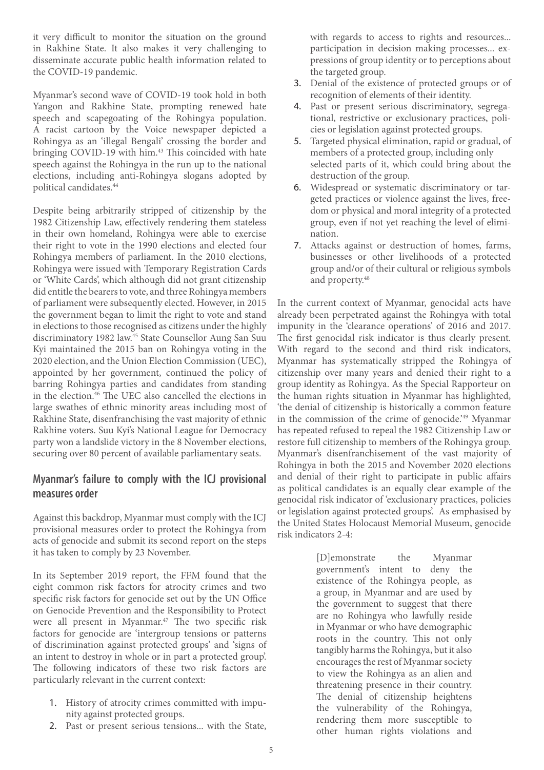it very difficult to monitor the situation on the ground in Rakhine State. It also makes it very challenging to disseminate accurate public health information related to the COVID-19 pandemic.

Myanmar's second wave of COVID-19 took hold in both Yangon and Rakhine State, prompting renewed hate speech and scapegoating of the Rohingya population. A racist cartoon by the Voice newspaper depicted a Rohingya as an 'illegal Bengali' crossing the border and bringing COVID-19 with him.[43] This coincided with hate speech against the Rohingya in the run up to the national elections, including anti-Rohingya slogans adopted by political candidates.[44]

Despite being arbitrarily stripped of citizenship by the 1982 Citizenship Law, effectively rendering them stateless in their own homeland, Rohingya were able to exercise their right to vote in the 1990 elections and elected four Rohingya members of parliament. In the 2010 elections, Rohingya were issued with Temporary Registration Cards or 'White Cards', which although did not grant citizenship did entitle the bearers to vote, and three Rohingya members of parliament were subsequently elected. However, in 2015 the government began to limit the right to vote and stand in elections to those recognised as citizens under the highly discriminatory 1982 law.[45] State Counsellor Aung San Suu Kyi maintained the 2015 ban on Rohingya voting in the 2020 election, and the Union Election Commission (UEC), appointed by her government, continued the policy of barring Rohingya parties and candidates from standing in the election.[46] The UEC also cancelled the elections in large swathes of ethnic minority areas including most of Rakhine State, disenfranchising the vast majority of ethnic Rakhine voters. Suu Kyi's National League for Democracy party won a landslide victory in the 8 November elections, securing over 80 percent of available parliamentary seats.

## Myanmar's failure to comply with the ICJ provisional measures order

Against this backdrop, Myanmar must comply with the ICJ provisional measures order to protect the Rohingya from acts of genocide and submit its second report on the steps it has taken to comply by 23 November.

In its September 2019 report, the FFM found that the eight common risk factors for atrocity crimes and two specific risk factors for genocide set out by the UN Office on Genocide Prevention and the Responsibility to Protect were all present in Myanmar.[47] The two specific risk factors for genocide are 'intergroup tensions or patterns of discrimination against protected groups' and 'signs of an intent to destroy in whole or in part a protected group'. The following indicators of these two risk factors are particularly relevant in the current context:

1. History of atrocity crimes committed with impunity against protected groups.
2. Past or present serious tensions... with the State, with regards to access to rights and resources... participation in decision making processes... expressions of group identity or to perceptions about the targeted group.
3. Denial of the existence of protected groups or of recognition of elements of their identity.
4. Past or present serious discriminatory, segregational, restrictive or exclusionary practices, policies or legislation against protected groups.
5. Targeted physical elimination, rapid or gradual, of members of a protected group, including only selected parts of it, which could bring about the destruction of the group.
6. Widespread or systematic discriminatory or targeted practices or violence against the lives, freedom or physical and moral integrity of a protected group, even if not yet reaching the level of elimination.
7. Attacks against or destruction of homes, farms, businesses or other livelihoods of a protected group and/or of their cultural or religious symbols and property.[48]

In the current context of Myanmar, genocidal acts have already been perpetrated against the Rohingya with total impunity in the 'clearance operations' of 2016 and 2017. The first genocidal risk indicator is thus clearly present. With regard to the second and third risk indicators, Myanmar has systematically stripped the Rohingya of citizenship over many years and denied their right to a group identity as Rohingya. As the Special Rapporteur on the human rights situation in Myanmar has highlighted, 'the denial of citizenship is historically a common feature in the commission of the crime of genocide.'[49] Myanmar has repeated refused to repeal the 1982 Citizenship Law or restore full citizenship to members of the Rohingya group. Myanmar's disenfranchisement of the vast majority of Rohingya in both the 2015 and November 2020 elections and denial of their right to participate in public affairs as political candidates is an equally clear example of the genocidal risk indicator of 'exclusionary practices, policies or legislation against protected groups'. As emphasised by the United States Holocaust Memorial Museum, genocide risk indicators 2-4:

> [D]emonstrate the Myanmar government's intent to deny the existence of the Rohingya people, as a group, in Myanmar and are used by the government to suggest that there are no Rohingya who lawfully reside in Myanmar or who have demographic roots in the country. This not only tangibly harms the Rohingya, but it also encourages the rest of Myanmar society to view the Rohingya as an alien and threatening presence in their country. The denial of citizenship heightens the vulnerability of the Rohingya, rendering them more susceptible to other human rights violations and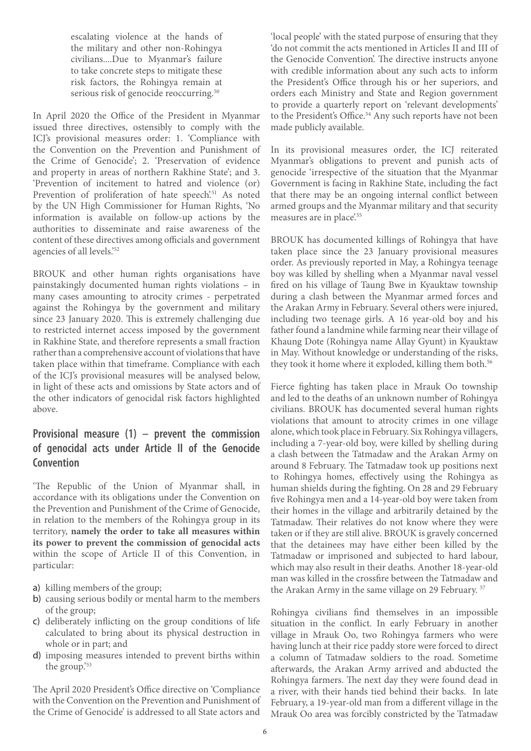> escalating violence at the hands of the military and other non-Rohingya civilians....Due to Myanmar's failure to take concrete steps to mitigate these risk factors, the Rohingya remain at serious risk of genocide reoccurring.[50]

In April 2020 the Office of the President in Myanmar issued three directives, ostensibly to comply with the ICJ's provisional measures order: 1. 'Compliance with the Convention on the Prevention and Punishment of the Crime of Genocide'; 2. 'Preservation of evidence and property in areas of northern Rakhine State'; and 3. 'Prevention of incitement to hatred and violence (or) Prevention of proliferation of hate speech'.[51] As noted by the UN High Commissioner for Human Rights, 'No information is available on follow-up actions by the authorities to disseminate and raise awareness of the content of these directives among officials and government agencies of all levels.'[52]

BROUK and other human rights organisations have painstakingly documented human rights violations – in many cases amounting to atrocity crimes - perpetrated against the Rohingya by the government and military since 23 January 2020. This is extremely challenging due to restricted internet access imposed by the government in Rakhine State, and therefore represents a small fraction rather than a comprehensive account of violations that have taken place within that timeframe. Compliance with each of the ICJ's provisional measures will be analysed below, in light of these acts and omissions by State actors and of the other indicators of genocidal risk factors highlighted above.

## Provisional measure (1) – prevent the commission of genocidal acts under Article II of the Genocide Convention

'The Republic of the Union of Myanmar shall, in accordance with its obligations under the Convention on the Prevention and Punishment of the Crime of Genocide, in relation to the members of the Rohingya group in its territory, **namely the order to take all measures within its power to prevent the commission of genocidal acts** within the scope of Article II of this Convention, in particular:

a) killing members of the group;
b) causing serious bodily or mental harm to the members of the group;
c) deliberately inflicting on the group conditions of life calculated to bring about its physical destruction in whole or in part; and
d) imposing measures intended to prevent births within the group.'[53]

The April 2020 President's Office directive on 'Compliance with the Convention on the Prevention and Punishment of the Crime of Genocide' is addressed to all State actors and 'local people' with the stated purpose of ensuring that they 'do not commit the acts mentioned in Articles II and III of the Genocide Convention'. The directive instructs anyone with credible information about any such acts to inform the President's Office through his or her superiors, and orders each Ministry and State and Region government to provide a quarterly report on 'relevant developments' to the President's Office.[54] Any such reports have not been made publicly available.

In its provisional measures order, the ICJ reiterated Myanmar's obligations to prevent and punish acts of genocide 'irrespective of the situation that the Myanmar Government is facing in Rakhine State, including the fact that there may be an ongoing internal conflict between armed groups and the Myanmar military and that security measures are in place'.[55]

BROUK has documented killings of Rohingya that have taken place since the 23 January provisional measures order. As previously reported in May, a Rohingya teenage boy was killed by shelling when a Myanmar naval vessel fired on his village of Taung Bwe in Kyauktaw township during a clash between the Myanmar armed forces and the Arakan Army in February. Several others were injured, including two teenage girls. A 16 year-old boy and his father found a landmine while farming near their village of Khaung Dote (Rohingya name Allay Gyunt) in Kyauktaw in May. Without knowledge or understanding of the risks, they took it home where it exploded, killing them both.[56]

Fierce fighting has taken place in Mrauk Oo township and led to the deaths of an unknown number of Rohingya civilians. BROUK has documented several human rights violations that amount to atrocity crimes in one village alone, which took place in February. Six Rohingya villagers, including a 7-year-old boy, were killed by shelling during a clash between the Tatmadaw and the Arakan Army on around 8 February. The Tatmadaw took up positions next to Rohingya homes, effectively using the Rohingya as human shields during the fighting. On 28 and 29 February five Rohingya men and a 14-year-old boy were taken from their homes in the village and arbitrarily detained by the Tatmadaw. Their relatives do not know where they were taken or if they are still alive. BROUK is gravely concerned that the detainees may have either been killed by the Tatmadaw or imprisoned and subjected to hard labour, which may also result in their deaths. Another 18-year-old man was killed in the crossfire between the Tatmadaw and the Arakan Army in the same village on 29 February.[57]

Rohingya civilians find themselves in an impossible situation in the conflict. In early February in another village in Mrauk Oo, two Rohingya farmers who were having lunch at their rice paddy store were forced to direct a column of Tatmadaw soldiers to the road. Sometime afterwards, the Arakan Army arrived and abducted the Rohingya farmers. The next day they were found dead in a river, with their hands tied behind their backs. In late February, a 19-year-old man from a different village in the Mrauk Oo area was forcibly constricted by the Tatmadaw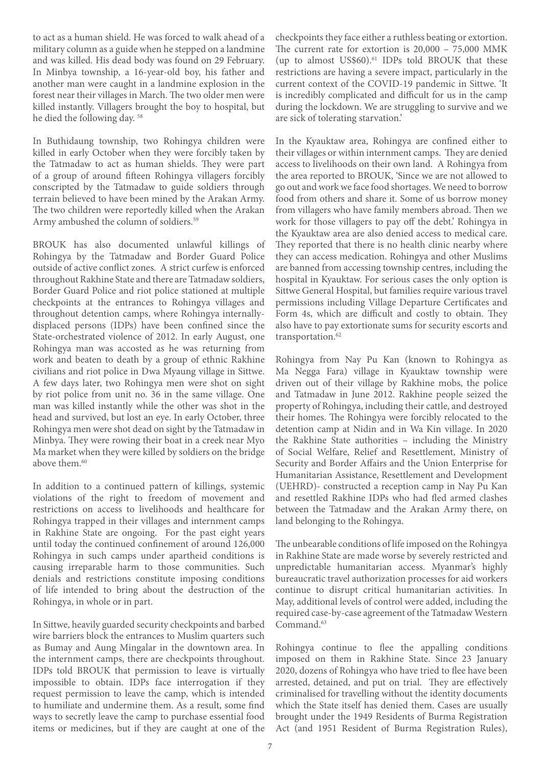to act as a human shield. He was forced to walk ahead of a military column as a guide when he stepped on a landmine and was killed. His dead body was found on 29 February. In Minbya township, a 16-year-old boy, his father and another man were caught in a landmine explosion in the forest near their villages in March. The two older men were killed instantly. Villagers brought the boy to hospital, but he died the following day. [58]

In Buthidaung township, two Rohingya children were killed in early October when they were forcibly taken by the Tatmadaw to act as human shields. They were part of a group of around fifteen Rohingya villagers forcibly conscripted by the Tatmadaw to guide soldiers through terrain believed to have been mined by the Arakan Army. The two children were reportedly killed when the Arakan Army ambushed the column of soldiers.[59]

BROUK has also documented unlawful killings of Rohingya by the Tatmadaw and Border Guard Police outside of active conflict zones. A strict curfew is enforced throughout Rakhine State and there are Tatmadaw soldiers, Border Guard Police and riot police stationed at multiple checkpoints at the entrances to Rohingya villages and throughout detention camps, where Rohingya internally-displaced persons (IDPs) have been confined since the State-orchestrated violence of 2012. In early August, one Rohingya man was accosted as he was returning from work and beaten to death by a group of ethnic Rakhine civilians and riot police in Dwa Myaung village in Sittwe. A few days later, two Rohingya men were shot on sight by riot police from unit no. 36 in the same village. One man was killed instantly while the other was shot in the head and survived, but lost an eye. In early October, three Rohingya men were shot dead on sight by the Tatmadaw in Minbya. They were rowing their boat in a creek near Myo Ma market when they were killed by soldiers on the bridge above them.[60]

In addition to a continued pattern of killings, systemic violations of the right to freedom of movement and restrictions on access to livelihoods and healthcare for Rohingya trapped in their villages and internment camps in Rakhine State are ongoing. For the past eight years until today the continued confinement of around 126,000 Rohingya in such camps under apartheid conditions is causing irreparable harm to those communities. Such denials and restrictions constitute imposing conditions of life intended to bring about the destruction of the Rohingya, in whole or in part.

In Sittwe, heavily guarded security checkpoints and barbed wire barriers block the entrances to Muslim quarters such as Bumay and Aung Mingalar in the downtown area. In the internment camps, there are checkpoints throughout. IDPs told BROUK that permission to leave is virtually impossible to obtain. IDPs face interrogation if they request permission to leave the camp, which is intended to humiliate and undermine them. As a result, some find ways to secretly leave the camp to purchase essential food items or medicines, but if they are caught at one of the checkpoints they face either a ruthless beating or extortion. The current rate for extortion is 20,000 – 75,000 MMK (up to almost US$60).[61] IDPs told BROUK that these restrictions are having a severe impact, particularly in the current context of the COVID-19 pandemic in Sittwe. 'It is incredibly complicated and difficult for us in the camp during the lockdown. We are struggling to survive and we are sick of tolerating starvation.'

In the Kyauktaw area, Rohingya are confined either to their villages or within internment camps. They are denied access to livelihoods on their own land. A Rohingya from the area reported to BROUK, 'Since we are not allowed to go out and work we face food shortages. We need to borrow food from others and share it. Some of us borrow money from villagers who have family members abroad. Then we work for those villagers to pay off the debt.' Rohingya in the Kyauktaw area are also denied access to medical care. They reported that there is no health clinic nearby where they can access medication. Rohingya and other Muslims are banned from accessing township centres, including the hospital in Kyauktaw. For serious cases the only option is Sittwe General Hospital, but families require various travel permissions including Village Departure Certificates and Form 4s, which are difficult and costly to obtain. They also have to pay extortionate sums for security escorts and transportation.[62]

Rohingya from Nay Pu Kan (known to Rohingya as Ma Negga Fara) village in Kyauktaw township were driven out of their village by Rakhine mobs, the police and Tatmadaw in June 2012. Rakhine people seized the property of Rohingya, including their cattle, and destroyed their homes. The Rohingya were forcibly relocated to the detention camp at Nidin and in Wa Kin village. In 2020 the Rakhine State authorities – including the Ministry of Social Welfare, Relief and Resettlement, Ministry of Security and Border Affairs and the Union Enterprise for Humanitarian Assistance, Resettlement and Development (UEHRD)- constructed a reception camp in Nay Pu Kan and resettled Rakhine IDPs who had fled armed clashes between the Tatmadaw and the Arakan Army there, on land belonging to the Rohingya.

The unbearable conditions of life imposed on the Rohingya in Rakhine State are made worse by severely restricted and unpredictable humanitarian access. Myanmar's highly bureaucratic travel authorization processes for aid workers continue to disrupt critical humanitarian activities. In May, additional levels of control were added, including the required case-by-case agreement of the Tatmadaw Western Command.[63]

Rohingya continue to flee the appalling conditions imposed on them in Rakhine State. Since 23 January 2020, dozens of Rohingya who have tried to flee have been arrested, detained, and put on trial. They are effectively criminalised for travelling without the identity documents which the State itself has denied them. Cases are usually brought under the 1949 Residents of Burma Registration Act (and 1951 Resident of Burma Registration Rules),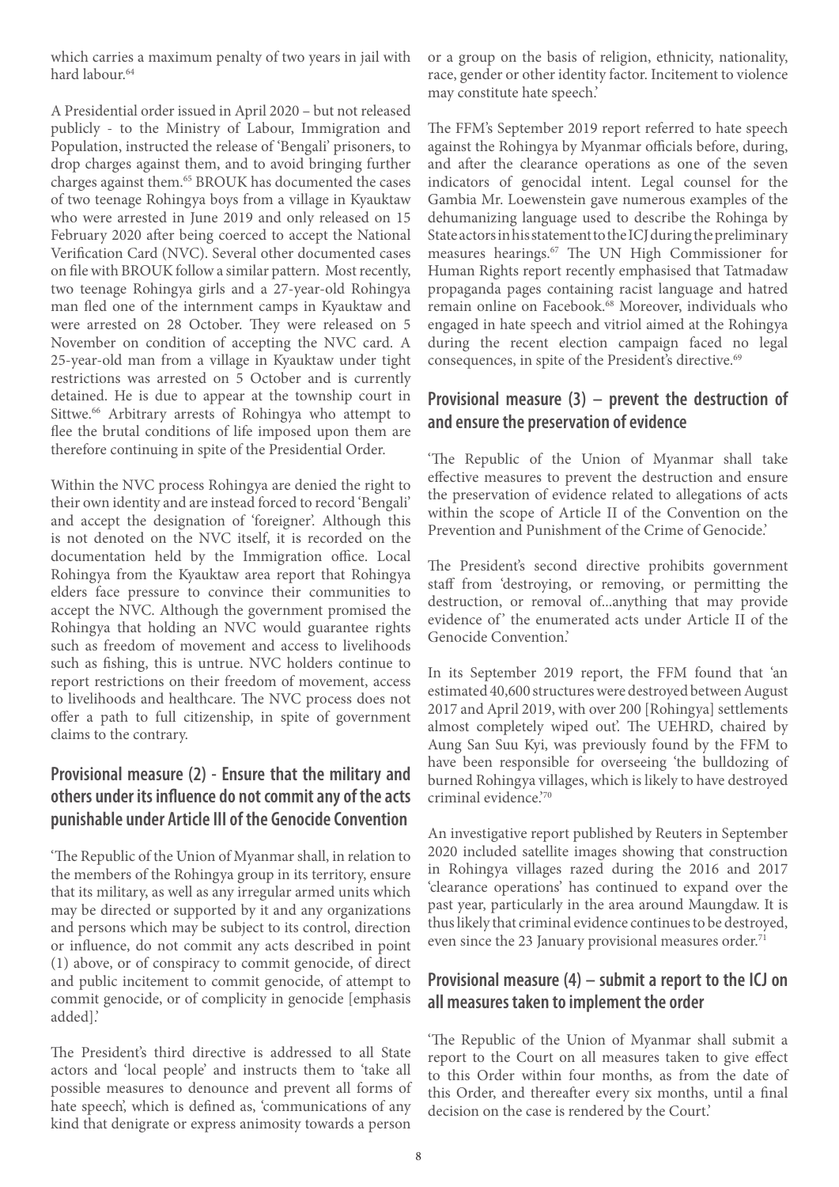which carries a maximum penalty of two years in jail with hard labour.[64]

A Presidential order issued in April 2020 – but not released publicly - to the Ministry of Labour, Immigration and Population, instructed the release of 'Bengali' prisoners, to drop charges against them, and to avoid bringing further charges against them.[65] BROUK has documented the cases of two teenage Rohingya boys from a village in Kyauktaw who were arrested in June 2019 and only released on 15 February 2020 after being coerced to accept the National Verification Card (NVC). Several other documented cases on file with BROUK follow a similar pattern. Most recently, two teenage Rohingya girls and a 27-year-old Rohingya man fled one of the internment camps in Kyauktaw and were arrested on 28 October. They were released on 5 November on condition of accepting the NVC card. A 25-year-old man from a village in Kyauktaw under tight restrictions was arrested on 5 October and is currently detained. He is due to appear at the township court in Sittwe.[66] Arbitrary arrests of Rohingya who attempt to flee the brutal conditions of life imposed upon them are therefore continuing in spite of the Presidential Order.

Within the NVC process Rohingya are denied the right to their own identity and are instead forced to record 'Bengali' and accept the designation of 'foreigner'. Although this is not denoted on the NVC itself, it is recorded on the documentation held by the Immigration office. Local Rohingya from the Kyauktaw area report that Rohingya elders face pressure to convince their communities to accept the NVC. Although the government promised the Rohingya that holding an NVC would guarantee rights such as freedom of movement and access to livelihoods such as fishing, this is untrue. NVC holders continue to report restrictions on their freedom of movement, access to livelihoods and healthcare. The NVC process does not offer a path to full citizenship, in spite of government claims to the contrary.

## Provisional measure (2) - Ensure that the military and others under its influence do not commit any of the acts punishable under Article III of the Genocide Convention

'The Republic of the Union of Myanmar shall, in relation to the members of the Rohingya group in its territory, ensure that its military, as well as any irregular armed units which may be directed or supported by it and any organizations and persons which may be subject to its control, direction or influence, do not commit any acts described in point (1) above, or of conspiracy to commit genocide, of direct and public incitement to commit genocide, of attempt to commit genocide, or of complicity in genocide [emphasis added].'

The President's third directive is addressed to all State actors and 'local people' and instructs them to 'take all possible measures to denounce and prevent all forms of hate speech', which is defined as, 'communications of any kind that denigrate or express animosity towards a person or a group on the basis of religion, ethnicity, nationality, race, gender or other identity factor. Incitement to violence may constitute hate speech.'

The FFM's September 2019 report referred to hate speech against the Rohingya by Myanmar officials before, during, and after the clearance operations as one of the seven indicators of genocidal intent. Legal counsel for the Gambia Mr. Loewenstein gave numerous examples of the dehumanizing language used to describe the Rohinga by State actors in his statement to the ICJ during the preliminary measures hearings.[67] The UN High Commissioner for Human Rights report recently emphasised that Tatmadaw propaganda pages containing racist language and hatred remain online on Facebook.[68] Moreover, individuals who engaged in hate speech and vitriol aimed at the Rohingya during the recent election campaign faced no legal consequences, in spite of the President's directive.[69]

## Provisional measure (3) – prevent the destruction of and ensure the preservation of evidence

'The Republic of the Union of Myanmar shall take effective measures to prevent the destruction and ensure the preservation of evidence related to allegations of acts within the scope of Article II of the Convention on the Prevention and Punishment of the Crime of Genocide.'

The President's second directive prohibits government staff from 'destroying, or removing, or permitting the destruction, or removal of...anything that may provide evidence of' the enumerated acts under Article II of the Genocide Convention.'

In its September 2019 report, the FFM found that 'an estimated 40,600 structures were destroyed between August 2017 and April 2019, with over 200 [Rohingya] settlements almost completely wiped out'. The UEHRD, chaired by Aung San Suu Kyi, was previously found by the FFM to have been responsible for overseeing 'the bulldozing of burned Rohingya villages, which is likely to have destroyed criminal evidence.'[70]

An investigative report published by Reuters in September 2020 included satellite images showing that construction in Rohingya villages razed during the 2016 and 2017 'clearance operations' has continued to expand over the past year, particularly in the area around Maungdaw. It is thus likely that criminal evidence continues to be destroyed, even since the 23 January provisional measures order.[71]

## Provisional measure (4) – submit a report to the ICJ on all measures taken to implement the order

'The Republic of the Union of Myanmar shall submit a report to the Court on all measures taken to give effect to this Order within four months, as from the date of this Order, and thereafter every six months, until a final decision on the case is rendered by the Court.'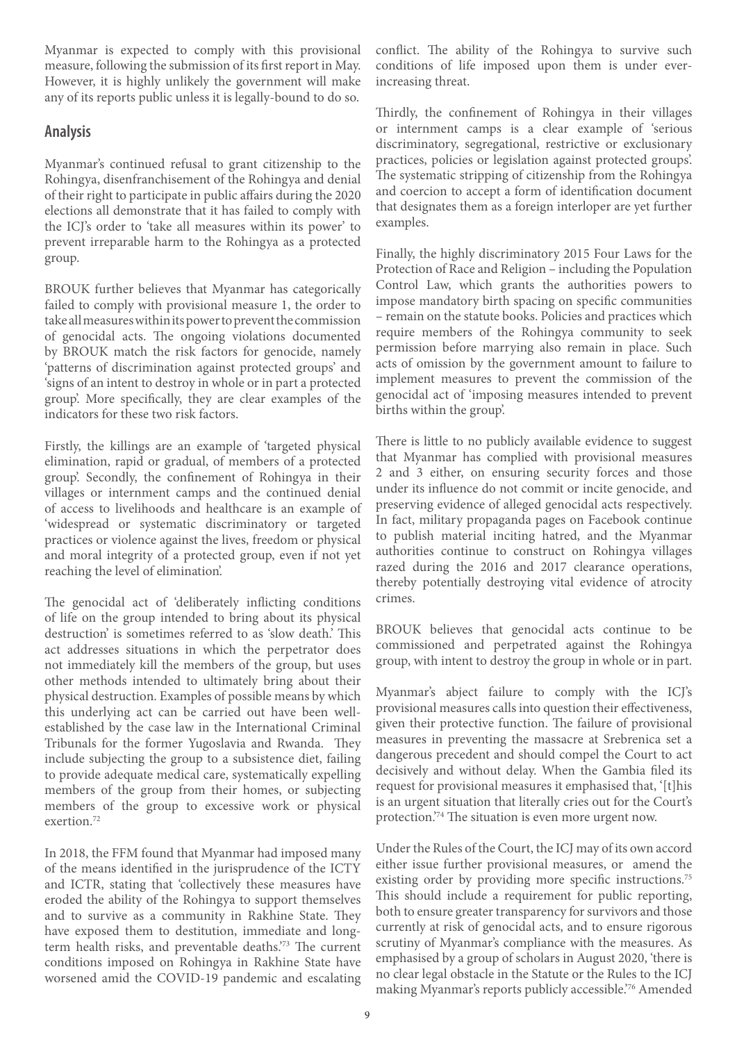Myanmar is expected to comply with this provisional measure, following the submission of its first report in May. However, it is highly unlikely the government will make any of its reports public unless it is legally-bound to do so.

## Analysis

Myanmar's continued refusal to grant citizenship to the Rohingya, disenfranchisement of the Rohingya and denial of their right to participate in public affairs during the 2020 elections all demonstrate that it has failed to comply with the ICJ's order to 'take all measures within its power' to prevent irreparable harm to the Rohingya as a protected group.

BROUK further believes that Myanmar has categorically failed to comply with provisional measure 1, the order to take all measures within its power to prevent the commission of genocidal acts. The ongoing violations documented by BROUK match the risk factors for genocide, namely 'patterns of discrimination against protected groups' and 'signs of an intent to destroy in whole or in part a protected group'. More specifically, they are clear examples of the indicators for these two risk factors.

Firstly, the killings are an example of 'targeted physical elimination, rapid or gradual, of members of a protected group'. Secondly, the confinement of Rohingya in their villages or internment camps and the continued denial of access to livelihoods and healthcare is an example of 'widespread or systematic discriminatory or targeted practices or violence against the lives, freedom or physical and moral integrity of a protected group, even if not yet reaching the level of elimination'.

The genocidal act of 'deliberately inflicting conditions of life on the group intended to bring about its physical destruction' is sometimes referred to as 'slow death.' This act addresses situations in which the perpetrator does not immediately kill the members of the group, but uses other methods intended to ultimately bring about their physical destruction. Examples of possible means by which this underlying act can be carried out have been well-established by the case law in the International Criminal Tribunals for the former Yugoslavia and Rwanda. They include subjecting the group to a subsistence diet, failing to provide adequate medical care, systematically expelling members of the group from their homes, or subjecting members of the group to excessive work or physical exertion.[72]

In 2018, the FFM found that Myanmar had imposed many of the means identified in the jurisprudence of the ICTY and ICTR, stating that 'collectively these measures have eroded the ability of the Rohingya to support themselves and to survive as a community in Rakhine State. They have exposed them to destitution, immediate and long-term health risks, and preventable deaths.'[73] The current conditions imposed on Rohingya in Rakhine State have worsened amid the COVID-19 pandemic and escalating conflict. The ability of the Rohingya to survive such conditions of life imposed upon them is under ever-increasing threat.

Thirdly, the confinement of Rohingya in their villages or internment camps is a clear example of 'serious discriminatory, segregational, restrictive or exclusionary practices, policies or legislation against protected groups'. The systematic stripping of citizenship from the Rohingya and coercion to accept a form of identification document that designates them as a foreign interloper are yet further examples.

Finally, the highly discriminatory 2015 Four Laws for the Protection of Race and Religion – including the Population Control Law, which grants the authorities powers to impose mandatory birth spacing on specific communities – remain on the statute books. Policies and practices which require members of the Rohingya community to seek permission before marrying also remain in place. Such acts of omission by the government amount to failure to implement measures to prevent the commission of the genocidal act of 'imposing measures intended to prevent births within the group'.

There is little to no publicly available evidence to suggest that Myanmar has complied with provisional measures 2 and 3 either, on ensuring security forces and those under its influence do not commit or incite genocide, and preserving evidence of alleged genocidal acts respectively. In fact, military propaganda pages on Facebook continue to publish material inciting hatred, and the Myanmar authorities continue to construct on Rohingya villages razed during the 2016 and 2017 clearance operations, thereby potentially destroying vital evidence of atrocity crimes.

BROUK believes that genocidal acts continue to be commissioned and perpetrated against the Rohingya group, with intent to destroy the group in whole or in part.

Myanmar's abject failure to comply with the ICJ's provisional measures calls into question their effectiveness, given their protective function. The failure of provisional measures in preventing the massacre at Srebrenica set a dangerous precedent and should compel the Court to act decisively and without delay. When the Gambia filed its request for provisional measures it emphasised that, '[t]his is an urgent situation that literally cries out for the Court's protection.'[74] The situation is even more urgent now.

Under the Rules of the Court, the ICJ may of its own accord either issue further provisional measures, or amend the existing order by providing more specific instructions.[75] This should include a requirement for public reporting, both to ensure greater transparency for survivors and those currently at risk of genocidal acts, and to ensure rigorous scrutiny of Myanmar's compliance with the measures. As emphasised by a group of scholars in August 2020, 'there is no clear legal obstacle in the Statute or the Rules to the ICJ making Myanmar's reports publicly accessible.'[76] Amended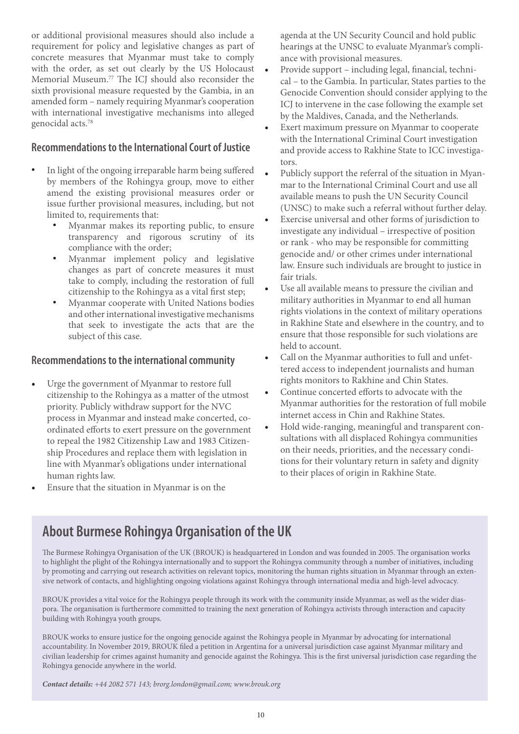or additional provisional measures should also include a requirement for policy and legislative changes as part of concrete measures that Myanmar must take to comply with the order, as set out clearly by the US Holocaust Memorial Museum.[77] The ICJ should also reconsider the sixth provisional measure requested by the Gambia, in an amended form – namely requiring Myanmar's cooperation with international investigative mechanisms into alleged genocidal acts.[78]

### Recommendations to the International Court of Justice

- In light of the ongoing irreparable harm being suffered by members of the Rohingya group, move to either amend the existing provisional measures order or issue further provisional measures, including, but not limited to, requirements that:
  - Myanmar makes its reporting public, to ensure transparency and rigorous scrutiny of its compliance with the order;
  - Myanmar implement policy and legislative changes as part of concrete measures it must take to comply, including the restoration of full citizenship to the Rohingya as a vital first step;
  - Myanmar cooperate with United Nations bodies and other international investigative mechanisms that seek to investigate the acts that are the subject of this case.

### Recommendations to the international community

- Urge the government of Myanmar to restore full citizenship to the Rohingya as a matter of the utmost priority. Publicly withdraw support for the NVC process in Myanmar and instead make concerted, co-ordinated efforts to exert pressure on the government to repeal the 1982 Citizenship Law and 1983 Citizenship Procedures and replace them with legislation in line with Myanmar's obligations under international human rights law.
- Ensure that the situation in Myanmar is on the agenda at the UN Security Council and hold public hearings at the UNSC to evaluate Myanmar's compliance with provisional measures.
- Provide support – including legal, financial, technical – to the Gambia. In particular, States parties to the Genocide Convention should consider applying to the ICJ to intervene in the case following the example set by the Maldives, Canada, and the Netherlands.
- Exert maximum pressure on Myanmar to cooperate with the International Criminal Court investigation and provide access to Rakhine State to ICC investigators.
- Publicly support the referral of the situation in Myanmar to the International Criminal Court and use all available means to push the UN Security Council (UNSC) to make such a referral without further delay.
- Exercise universal and other forms of jurisdiction to investigate any individual – irrespective of position or rank - who may be responsible for committing genocide and/ or other crimes under international law. Ensure such individuals are brought to justice in fair trials.
- Use all available means to pressure the civilian and military authorities in Myanmar to end all human rights violations in the context of military operations in Rakhine State and elsewhere in the country, and to ensure that those responsible for such violations are held to account.
- Call on the Myanmar authorities to full and unfettered access to independent journalists and human rights monitors to Rakhine and Chin States.
- Continue concerted efforts to advocate with the Myanmar authorities for the restoration of full mobile internet access in Chin and Rakhine States.
- Hold wide-ranging, meaningful and transparent consultations with all displaced Rohingya communities on their needs, priorities, and the necessary conditions for their voluntary return in safety and dignity to their places of origin in Rakhine State.

## About Burmese Rohingya Organisation of the UK

The Burmese Rohingya Organisation of the UK (BROUK) is headquartered in London and was founded in 2005. The organisation works to highlight the plight of the Rohingya internationally and to support the Rohingya community through a number of initiatives, including by promoting and carrying out research activities on relevant topics, monitoring the human rights situation in Myanmar through an extensive network of contacts, and highlighting ongoing violations against Rohingya through international media and high-level advocacy.

BROUK provides a vital voice for the Rohingya people through its work with the community inside Myanmar, as well as the wider diaspora. The organisation is furthermore committed to training the next generation of Rohingya activists through interaction and capacity building with Rohingya youth groups.

BROUK works to ensure justice for the ongoing genocide against the Rohingya people in Myanmar by advocating for international accountability. In November 2019, BROUK filed a petition in Argentina for a universal jurisdiction case against Myanmar military and civilian leadership for crimes against humanity and genocide against the Rohingya. This is the first universal jurisdiction case regarding the Rohingya genocide anywhere in the world.

***Contact details:*** *+44 2082 571 143; brorg.london@gmail.com; www.brouk.org*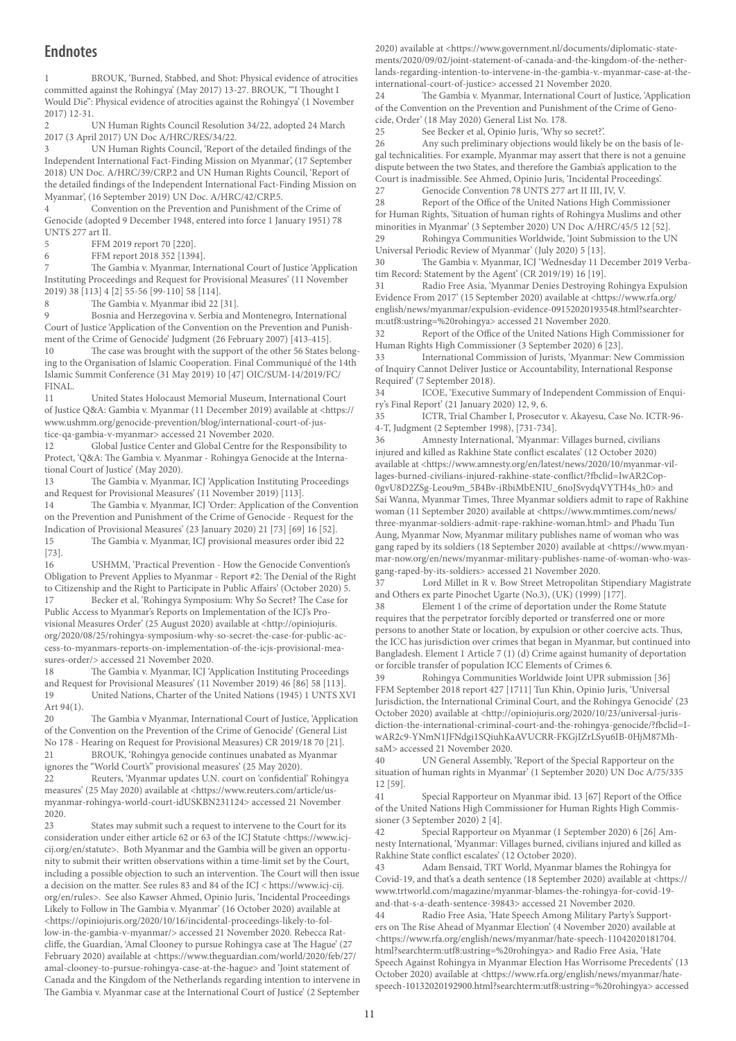## Endnotes

1 BROUK, 'Burned, Stabbed, and Shot: Physical evidence of atrocities committed against the Rohingya' (May 2017) 13-27. BROUK, "'I Thought I Would Die": Physical evidence of atrocities against the Rohingya' (1 November 2017) 12-31.

2 UN Human Rights Council Resolution 34/22, adopted 24 March 2017 (3 April 2017) UN Doc A/HRC/RES/34/22.

3 UN Human Rights Council, 'Report of the detailed findings of the Independent International Fact-Finding Mission on Myanmar', (17 September 2018) UN Doc. A/HRC/39/CRP.2 and UN Human Rights Council, 'Report of the detailed findings of the Independent International Fact-Finding Mission on Myanmar', (16 September 2019) UN Doc. A/HRC/42/CRP.5.

4 Convention on the Prevention and Punishment of the Crime of Genocide (adopted 9 December 1948, entered into force 1 January 1951) 78 UNTS 277 art II.

5 FFM 2019 report 70 [220].

6 FFM report 2018 352 [1394].

7 The Gambia v. Myanmar, International Court of Justice 'Application Instituting Proceedings and Request for Provisional Measures' (11 November 2019) 38 [113] 4 [2] 55-56 [99-110] 58 [114].

8 The Gambia v. Myanmar ibid 22 [31].

9 Bosnia and Herzegovina v. Serbia and Montenegro, International Court of Justice 'Application of the Convention on the Prevention and Punishment of the Crime of Genocide' Judgment (26 February 2007) [413-415].

10 The case was brought with the support of the other 56 States belonging to the Organisation of Islamic Cooperation. Final Communiqué of the 14th Islamic Summit Conference (31 May 2019) 10 [47] OIC/SUM-14/2019/FC/FINAL.

11 United States Holocaust Memorial Museum, International Court of Justice Q&A: Gambia v. Myanmar (11 December 2019) available at <https://www.ushmm.org/genocide-prevention/blog/international-court-of-justice-qa-gambia-v-myanmar> accessed 21 November 2020.

12 Global Justice Center and Global Centre for the Responsibility to Protect, 'Q&A: The Gambia v. Myanmar - Rohingya Genocide at the International Court of Justice' (May 2020).

13 The Gambia v. Myanmar, ICJ 'Application Instituting Proceedings and Request for Provisional Measures' (11 November 2019) [113].

14 The Gambia v. Myanmar, ICJ 'Order: Application of the Convention on the Prevention and Punishment of the Crime of Genocide - Request for the Indication of Provisional Measures' (23 January 2020) 21 [73] [69] 16 [52].

15 The Gambia v. Myanmar, ICJ provisional measures order ibid 22 [73].

16 USHMM, 'Practical Prevention - How the Genocide Convention's Obligation to Prevent Applies to Myanmar - Report #2: The Denial of the Right to Citizenship and the Right to Participate in Public Affairs' (October 2020) 5.

17 Becker et al, 'Rohingya Symposium: Why So Secret? The Case for Public Access to Myanmar's Reports on Implementation of the ICJ's Provisional Measures Order' (25 August 2020) available at <http://opiniojuris.org/2020/08/25/rohingya-symposium-why-so-secret-the-case-for-public-access-to-myanmars-reports-on-implementation-of-the-icjs-provisional-measures-order/> accessed 21 November 2020.

18 The Gambia v. Myanmar, ICJ 'Application Instituting Proceedings and Request for Provisional Measures' (11 November 2019) 46 [86] 58 [113].

19 United Nations, Charter of the United Nations (1945) 1 UNTS XVI Art 94(1).

20 The Gambia v Myanmar, International Court of Justice, 'Application of the Convention on the Prevention of the Crime of Genocide' (General List No 178 - Hearing on Request for Provisional Measures) CR 2019/18 70 [21].

21 BROUK, 'Rohingya genocide continues unabated as Myanmar ignores the "World Court's" provisional measures' (25 May 2020).

22 Reuters, 'Myanmar updates U.N. court on 'confidential' Rohingya measures' (25 May 2020) available at <https://www.reuters.com/article/us-myanmar-rohingya-world-court-idUSKBN231124> accessed 21 November 2020.

23 States may submit such a request to intervene to the Court for its consideration under either article 62 or 63 of the ICJ Statute <https://www.icj-cij.org/en/statute>. Both Myanmar and the Gambia will be given an opportunity to submit their written observations within a time-limit set by the Court, including a possible objection to such an intervention. The Court will then issue a decision on the matter. See rules 83 and 84 of the ICJ < https://www.icj-cij.org/en/rules>. See also Kawser Ahmed, Opinio Juris, 'Incidental Proceedings Likely to Follow in The Gambia v. Myanmar' (16 October 2020) available at <https://opiniojuris.org/2020/10/16/incidental-proceedings-likely-to-follow-in-the-gambia-v-myanmar/> accessed 21 November 2020. Rebecca Ratcliffe, the Guardian, 'Amal Clooney to pursue Rohingya case at The Hague' (27 February 2020) available at <https://www.theguardian.com/world/2020/feb/27/amal-clooney-to-pursue-rohingya-case-at-the-hague> and 'Joint statement of Canada and the Kingdom of the Netherlands regarding intention to intervene in The Gambia v. Myanmar case at the International Court of Justice' (2 September 2020) available at <https://www.government.nl/documents/diplomatic-statements/2020/09/02/joint-statement-of-canada-and-the-kingdom-of-the-netherlands-regarding-intention-to-intervene-in-the-gambia-v.-myanmar-case-at-the-international-court-of-justice> accessed 21 November 2020.

24 The Gambia v. Myanmar, International Court of Justice, 'Application of the Convention on the Prevention and Punishment of the Crime of Genocide, Order' (18 May 2020) General List No. 178.

25 See Becker et al, Opinio Juris, 'Why so secret?'.

26 Any such preliminary objections would likely be on the basis of legal technicalities. For example, Myanmar may assert that there is not a genuine dispute between the two States, and therefore the Gambia's application to the Court is inadmissible. See Ahmed, Opinio Juris, 'Incidental Proceedings'.

27 Genocide Convention 78 UNTS 277 art III III, IV, V.

28 Report of the Office of the United Nations High Commissioner for Human Rights, 'Situation of human rights of Rohingya Muslims and other minorities in Myanmar' (3 September 2020) UN Doc A/HRC/45/5 12 [52].

29 Rohingya Communities Worldwide, 'Joint Submission to the UN Universal Periodic Review of Myanmar' (July 2020) 5 [13].

30 The Gambia v. Myanmar, ICJ 'Wednesday 11 December 2019 Verbatim Record: Statement by the Agent' (CR 2019/19) 16 [19].

31 Radio Free Asia, 'Myanmar Denies Destroying Rohingya Expulsion Evidence From 2017' (15 September 2020) available at <https://www.rfa.org/english/news/myanmar/expulsion-evidence-09152020193548.html?searchterm:utf8:ustring=%20rohingya> accessed 21 November 2020.

32 Report of the Office of the United Nations High Commissioner for Human Rights High Commissioner (3 September 2020) 6 [23].

33 International Commission of Jurists, 'Myanmar: New Commission of Inquiry Cannot Deliver Justice or Accountability, International Response Required' (7 September 2018).

34 ICOE, 'Executive Summary of Independent Commission of Enquiry's Final Report' (21 January 2020) 12, 9, 6.

35 ICTR, Trial Chamber I, Prosecutor v. Akayesu, Case No. ICTR-96-4-T, Judgment (2 September 1998), [731-734].

36 Amnesty International, 'Myanmar: Villages burned, civilians injured and killed as Rakhine State conflict escalates' (12 October 2020) available at <https://www.amnesty.org/en/latest/news/2020/10/myanmar-villages-burned-civilians-injured-rakhine-state-conflict/?fbclid=IwAR2Cop-0gvU8D2ZSg-Leou9m_5B4Bv-iRbiMbENIU_6noJSvydqVYTH4s_h0> and Sai Wanna, Myanmar Times, Three Myanmar soldiers admit to rape of Rakhine woman (11 September 2020) available at <https://www.mmtimes.com/news/three-myanmar-soldiers-admit-rape-rakhine-woman.html> and Phadu Tun Aung, Myanmar Now, Myanmar military publishes name of woman who was gang raped by its soldiers (18 September 2020) available at <https://www.myanmar-now.org/en/news/myanmar-military-publishes-name-of-woman-who-was-gang-raped-by-its-soldiers> accessed 21 November 2020.

37 Lord Millet in R v. Bow Street Metropolitan Stipendiary Magistrate and Others ex parte Pinochet Ugarte (No.3), (UK) (1999) [177].

38 Element 1 of the crime of deportation under the Rome Statute requires that the perpetrator forcibly deported or transferred one or more persons to another State or location, by expulsion or other coercive acts. Thus, the ICC has jurisdiction over crimes that began in Myanmar, but continued into Bangladesh. Element 1 Article 7 (1) (d) Crime against humanity of deportation or forcible transfer of population ICC Elements of Crimes 6.

39 Rohingya Communities Worldwide Joint UPR submission [36] FFM September 2018 report 427 [1711] Tun Khin, Opinio Juris, 'Universal Jurisdiction, the International Criminal Court, and the Rohingya Genocide' (23 October 2020) available at <http://opiniojuris.org/2020/10/23/universal-jurisdiction-the-international-criminal-court-and-the-rohingya-genocide/?fbclid=IwAR2c9-YNmN1JFNdgi1SQiuhKaAVUCRR-FKGjIZrLSyu6IB-0HjM87MhsaM> accessed 21 November 2020.

40 UN General Assembly, 'Report of the Special Rapporteur on the situation of human rights in Myanmar' (1 September 2020) UN Doc A/75/335 12 [59].

41 Special Rapporteur on Myanmar ibid. 13 [67] Report of the Office of the United Nations High Commissioner for Human Rights High Commissioner (3 September 2020) 2 [4].

42 Special Rapporteur on Myanmar (1 September 2020) 6 [26] Amnesty International, 'Myanmar: Villages burned, civilians injured and killed as Rakhine State conflict escalates' (12 October 2020).

43 Adam Bensaid, TRT World, Myanmar blames the Rohingya for Covid-19, and that's a death sentence (18 September 2020) available at <https://www.trtworld.com/magazine/myanmar-blames-the-rohingya-for-covid-19-and-that-s-a-death-sentence-39843> accessed 21 November 2020.

44 Radio Free Asia, 'Hate Speech Among Military Party's Supporters on The Rise Ahead of Myanmar Election' (4 November 2020) available at <https://www.rfa.org/english/news/myanmar/hate-speech-11042020181704.html?searchterm:utf8:ustring=%20rohingya> and Radio Free Asia, 'Hate Speech Against Rohingya in Myanmar Election Has Worrisome Precedents' (13 October 2020) available at <https://www.rfa.org/english/news/myanmar/hate-speech-10132020192900.html?searchterm:utf8:ustring=%20rohingya> accessed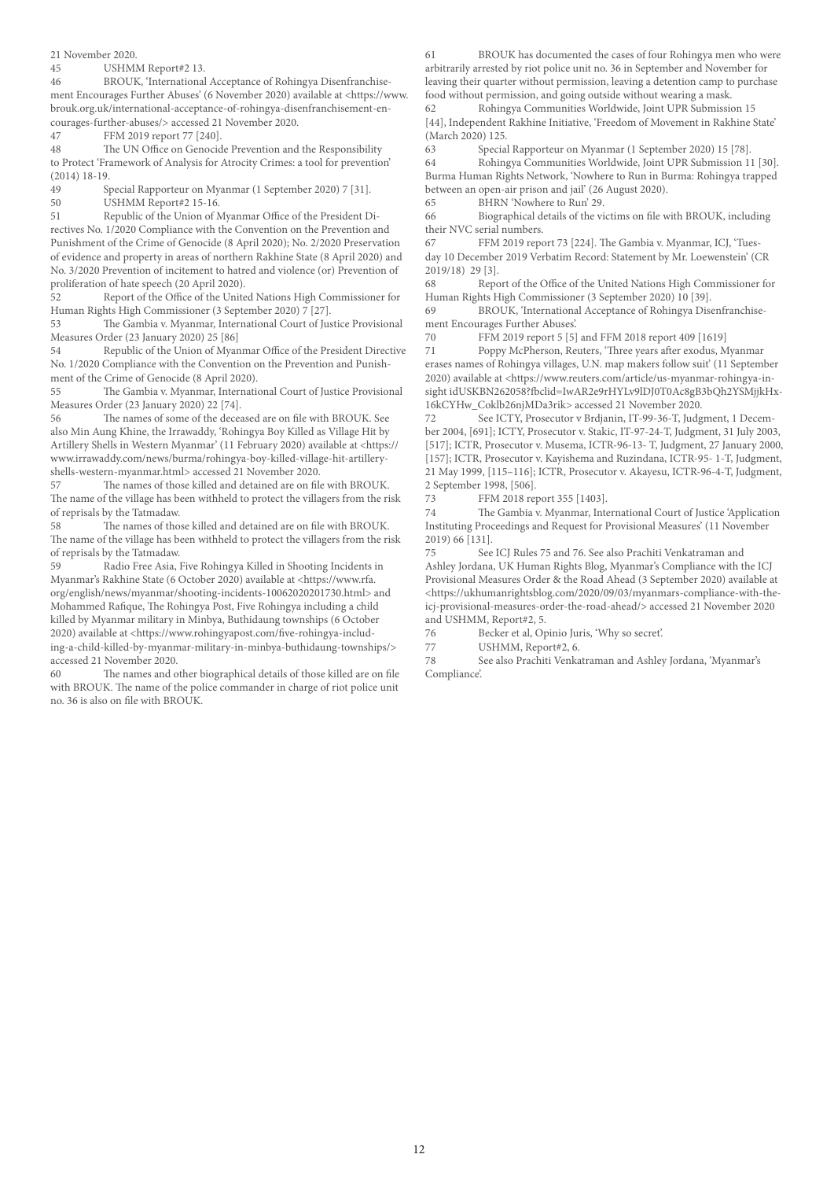21 November 2020.

45 USHMM Report#2 13.

46 BROUK, 'International Acceptance of Rohingya Disenfranchisement Encourages Further Abuses' (6 November 2020) available at <https://www.brouk.org.uk/international-acceptance-of-rohingya-disenfranchisement-encourages-further-abuses/> accessed 21 November 2020.

47 FFM 2019 report 77 [240].

48 The UN Office on Genocide Prevention and the Responsibility to Protect 'Framework of Analysis for Atrocity Crimes: a tool for prevention' (2014) 18-19.

49 Special Rapporteur on Myanmar (1 September 2020) 7 [31].

50 USHMM Report#2 15-16.

51 Republic of the Union of Myanmar Office of the President Directives No. 1/2020 Compliance with the Convention on the Prevention and Punishment of the Crime of Genocide (8 April 2020); No. 2/2020 Preservation of evidence and property in areas of northern Rakhine State (8 April 2020) and No. 3/2020 Prevention of incitement to hatred and violence (or) Prevention of proliferation of hate speech (20 April 2020).

52 Report of the Office of the United Nations High Commissioner for Human Rights High Commissioner (3 September 2020) 7 [27].

53 The Gambia v. Myanmar, International Court of Justice Provisional Measures Order (23 January 2020) 25 [86]

54 Republic of the Union of Myanmar Office of the President Directive No. 1/2020 Compliance with the Convention on the Prevention and Punishment of the Crime of Genocide (8 April 2020).

55 The Gambia v. Myanmar, International Court of Justice Provisional Measures Order (23 January 2020) 22 [74].

56 The names of some of the deceased are on file with BROUK. See also Min Aung Khine, the Irrawaddy, 'Rohingya Boy Killed as Village Hit by Artillery Shells in Western Myanmar' (11 February 2020) available at <https://www.irrawaddy.com/news/burma/rohingya-boy-killed-village-hit-artillery-shells-western-myanmar.html> accessed 21 November 2020.

57 The names of those killed and detained are on file with BROUK. The name of the village has been withheld to protect the villagers from the risk of reprisals by the Tatmadaw.

58 The names of those killed and detained are on file with BROUK. The name of the village has been withheld to protect the villagers from the risk of reprisals by the Tatmadaw.

59 Radio Free Asia, Five Rohingya Killed in Shooting Incidents in Myanmar's Rakhine State (6 October 2020) available at <https://www.rfa.org/english/news/myanmar/shooting-incidents-10062020201730.html> and Mohammed Rafique, The Rohingya Post, Five Rohingya including a child killed by Myanmar military in Minbya, Buthidaung townships (6 October 2020) available at <https://www.rohingyapost.com/five-rohingya-including-a-child-killed-by-myanmar-military-in-minbya-buthidaung-townships/> accessed 21 November 2020.

60 The names and other biographical details of those killed are on file with BROUK. The name of the police commander in charge of riot police unit no. 36 is also on file with BROUK.

61 BROUK has documented the cases of four Rohingya men who were arbitrarily arrested by riot police unit no. 36 in September and November for leaving their quarter without permission, leaving a detention camp to purchase food without permission, and going outside without wearing a mask.

62 Rohingya Communities Worldwide, Joint UPR Submission 15 [44], Independent Rakhine Initiative, 'Freedom of Movement in Rakhine State' (March 2020) 125.

63 Special Rapporteur on Myanmar (1 September 2020) 15 [78].

64 Rohingya Communities Worldwide, Joint UPR Submission 11 [30]. Burma Human Rights Network, 'Nowhere to Run in Burma: Rohingya trapped between an open-air prison and jail' (26 August 2020).

65 BHRN 'Nowhere to Run' 29.

66 Biographical details of the victims on file with BROUK, including their NVC serial numbers.

67 FFM 2019 report 73 [224]. The Gambia v. Myanmar, ICJ, 'Tuesday 10 December 2019 Verbatim Record: Statement by Mr. Loewenstein' (CR 2019/18) 29 [3].

68 Report of the Office of the United Nations High Commissioner for Human Rights High Commissioner (3 September 2020) 10 [39].

69 BROUK, 'International Acceptance of Rohingya Disenfranchisement Encourages Further Abuses'.

70 FFM 2019 report 5 [5] and FFM 2018 report 409 [1619]

71 Poppy McPherson, Reuters, 'Three years after exodus, Myanmar erases names of Rohingya villages, U.N. map makers follow suit' (11 September 2020) available at <https://www.reuters.com/article/us-myanmar-rohingya-insight idUSKBN262058?fbclid=IwAR2e9rHYLv9lDJ0T0Ac8gB3bQh2YSMjjkHx-16kCYHw_Coklb26njMDa3rik> accessed 21 November 2020.

72 See ICTY, Prosecutor v Brdjanin, IT-99-36-T, Judgment, 1 December 2004, [691]; ICTY, Prosecutor v. Stakic, IT-97-24-T, Judgment, 31 July 2003, [517]; ICTR, Prosecutor v. Musema, ICTR-96-13- T, Judgment, 27 January 2000, [157]; ICTR, Prosecutor v. Kayishema and Ruzindana, ICTR-95- 1-T, Judgment, 21 May 1999, [115–116]; ICTR, Prosecutor v. Akayesu, ICTR-96-4-T, Judgment, 2 September 1998, [506].

73 FFM 2018 report 355 [1403].

74 The Gambia v. Myanmar, International Court of Justice 'Application Instituting Proceedings and Request for Provisional Measures' (11 November 2019) 66 [131].

75 See ICJ Rules 75 and 76. See also Prachiti Venkatraman and Ashley Jordana, UK Human Rights Blog, Myanmar's Compliance with the ICJ Provisional Measures Order & the Road Ahead (3 September 2020) available at <https://ukhumanrightsblog.com/2020/09/03/myanmars-compliance-with-the-icj-provisional-measures-order-the-road-ahead/> accessed 21 November 2020 and USHMM, Report#2, 5.

76 Becker et al, Opinio Juris, 'Why so secret'.

77 USHMM, Report#2, 6.

78 See also Prachiti Venkatraman and Ashley Jordana, 'Myanmar's Compliance'.